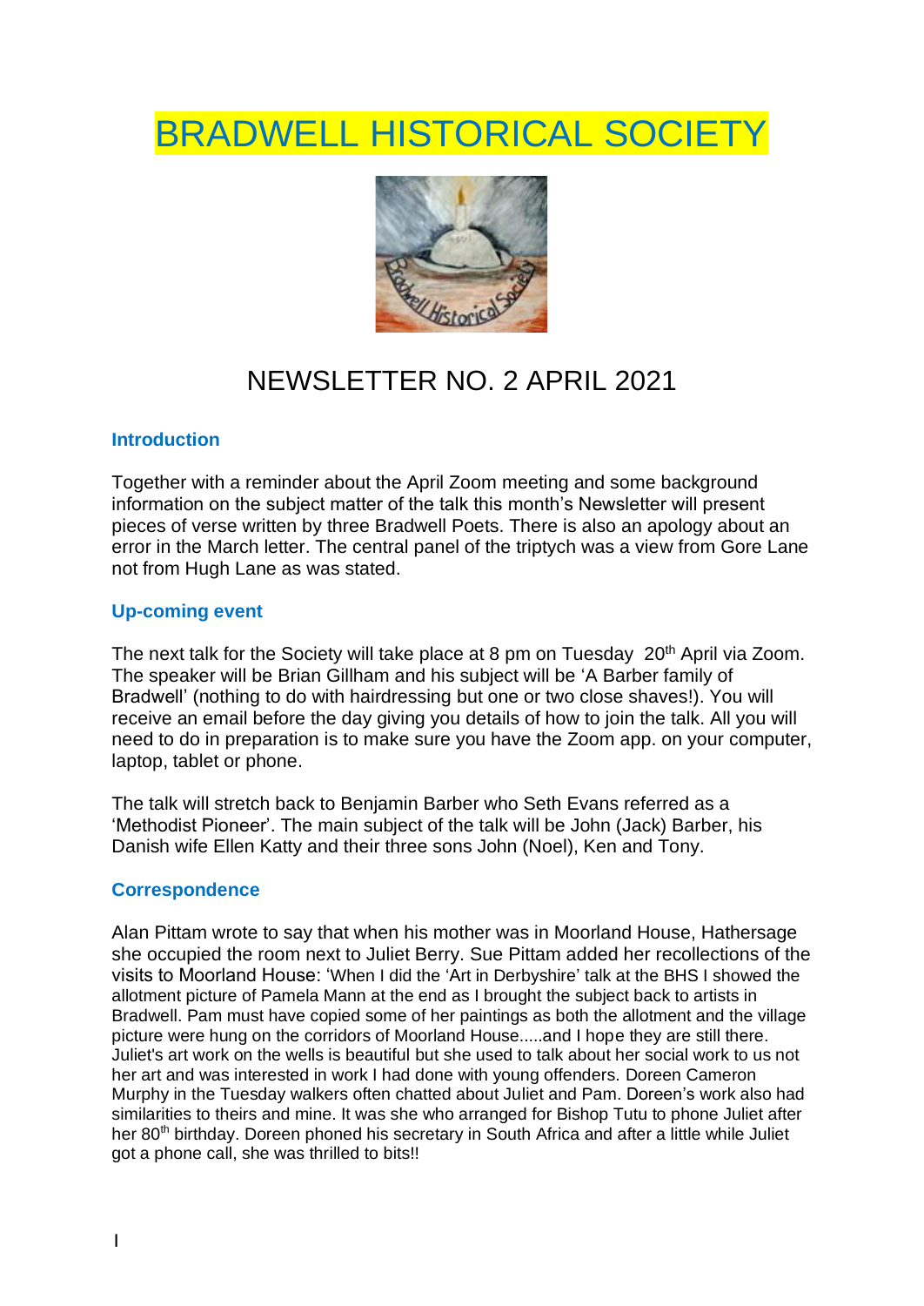# BRADWELL HISTORICAL SOCIETY

## NEWSLETTER NO. 2 APRIL 2021

### Introduction

Together with a reminder about the April Zoom meeting and some background information on the subject matter of the talk this month's Newsletter will present pieces of verse written by three Bradwell Poets. There is also an apology about an error in the March letter. The central panel of the triptych was a view from Gore Lane not from Hugh Lane as was stated.

### Up-coming event

The next talk for the Society will take place at 8 pm on Tuesday 20th April via Zoom. The speaker will be Brian Gillham and his subject will be 'A Barber family of Bradwell' (nothing to do with hairdressing but one or two close shaves!). You will receive an email before the day giving you details of how to join the talk. All you will need to do in preparation is to make sure you have the Zoom app. on your computer, laptop, tablet or phone.

The talk will stretch back to Benjamin Barber who Seth Evans referred as a 'Methodist Pioneer'. The main subject of the talk will be John (Jack) Barber, his Danish wife Ellen Katty and their three sons John (Noel), Ken and Tony.

### Correspondence

Alan Pittam wrote to say that when his mother was in Moorland House, Hathersage she occupied the room next to Juliet Berry. Sue Pittam added her recollections of the visits to Moorland House: 'When I did the 'Art in Derbyshire' talk at the BHS I showed the allotment picture of Pamela Mann at the end as I brought the subject back to artists in Bradwell. Pam must have copied some of her paintings as both the allotment and the village picture were hung on the corridors of Moorland House.....and I hope they are still there. Juliet's art work on the wells is beautiful but she used to talk about her social work to us not her art and was interested in work I had done with young offenders. Doreen Cameron Murphy in the Tuesday walkers often chatted about Juliet and Pam. Doreen's work also had similarities to theirs and mine. It was she who arranged for Bishop Tutu to phone Juliet after her 80th birthday. Doreen phoned his secretary in South Africa and after a little while Juliet got a phone call, she was thrilled to bits!!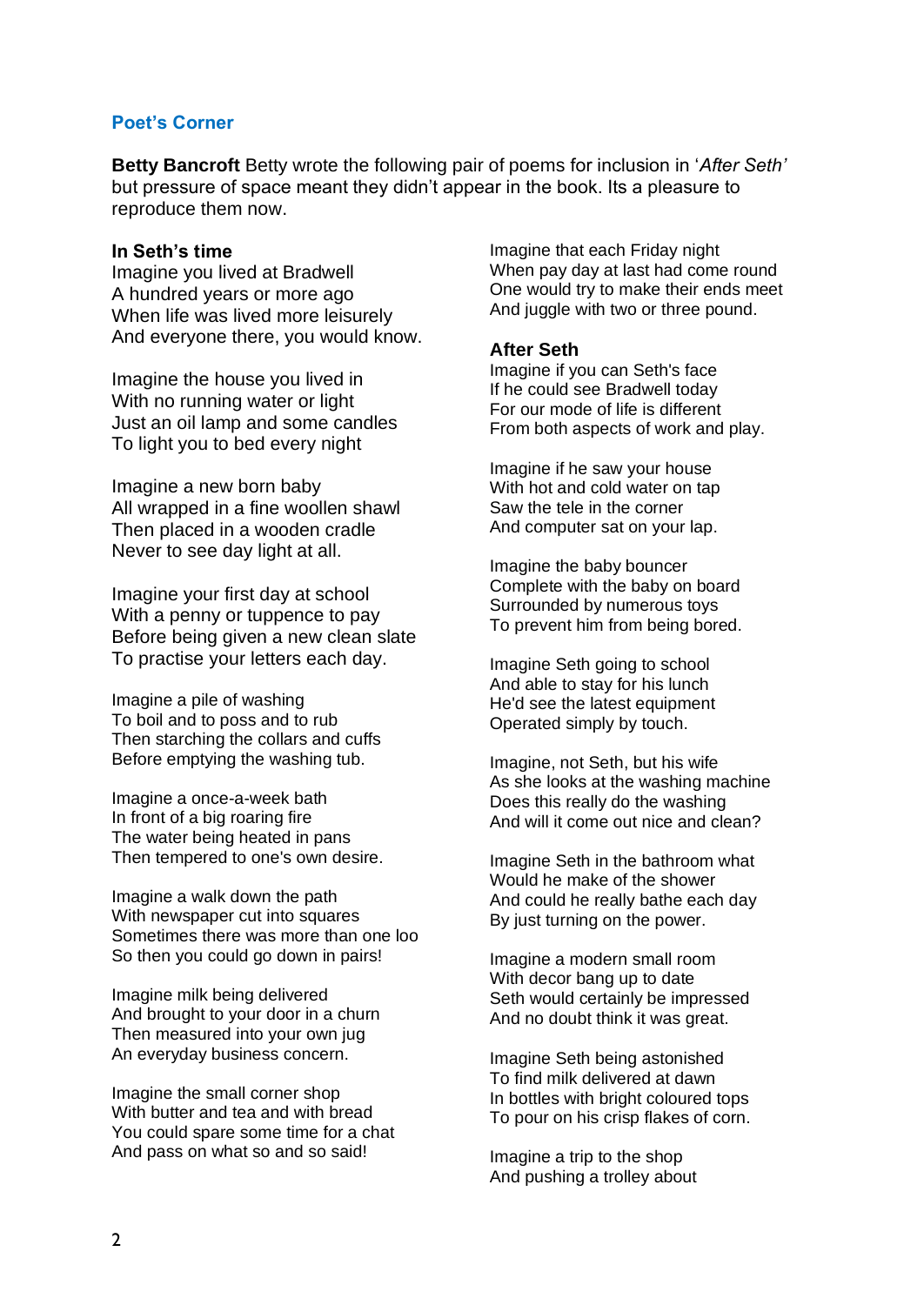## Poet's Corner

**Betty Bancroft** Betty wrote the following pair of poems for inclusion in '*After Seth'* but pressure of space meant they didn't appear in the book. Its a pleasure to reproduce them now.

### In Seth's time

Imagine you lived at Bradwell
A hundred years or more ago
When life was lived more leisurely
And everyone there, you would know.

Imagine the house you lived in
With no running water or light
Just an oil lamp and some candles
To light you to bed every night

Imagine a new born baby
All wrapped in a fine woollen shawl
Then placed in a wooden cradle
Never to see day light at all.

Imagine your first day at school
With a penny or tuppence to pay
Before being given a new clean slate
To practise your letters each day.

Imagine a pile of washing
To boil and to poss and to rub
Then starching the collars and cuffs
Before emptying the washing tub.

Imagine a once-a-week bath
In front of a big roaring fire
The water being heated in pans
Then tempered to one's own desire.

Imagine a walk down the path
With newspaper cut into squares
Sometimes there was more than one loo
So then you could go down in pairs!

Imagine milk being delivered
And brought to your door in a churn
Then measured into your own jug
An everyday business concern.

Imagine the small corner shop
With butter and tea and with bread
You could spare some time for a chat
And pass on what so and so said!

Imagine that each Friday night
When pay day at last had come round
One would try to make their ends meet
And juggle with two or three pound.

### After Seth

Imagine if you can Seth's face
If he could see Bradwell today
For our mode of life is different
From both aspects of work and play.

Imagine if he saw your house
With hot and cold water on tap
Saw the tele in the corner
And computer sat on your lap.

Imagine the baby bouncer
Complete with the baby on board
Surrounded by numerous toys
To prevent him from being bored.

Imagine Seth going to school
And able to stay for his lunch
He'd see the latest equipment
Operated simply by touch.

Imagine, not Seth, but his wife
As she looks at the washing machine
Does this really do the washing
And will it come out nice and clean?

Imagine Seth in the bathroom what
Would he make of the shower
And could he really bathe each day
By just turning on the power.

Imagine a modern small room
With decor bang up to date
Seth would certainly be impressed
And no doubt think it was great.

Imagine Seth being astonished
To find milk delivered at dawn
In bottles with bright coloured tops
To pour on his crisp flakes of corn.

Imagine a trip to the shop
And pushing a trolley about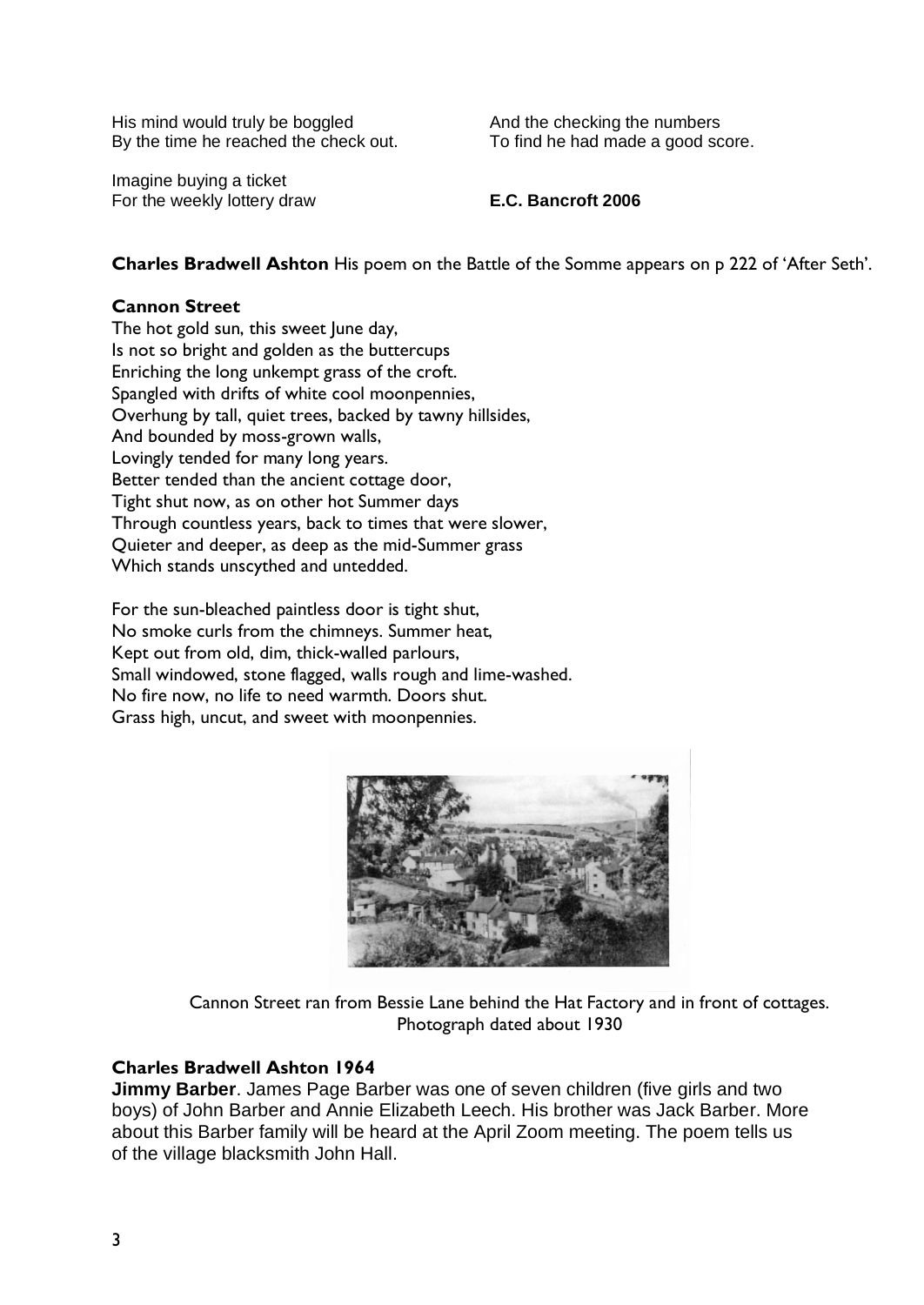His mind would truly be boggled
By the time he reached the check out.

Imagine buying a ticket
For the weekly lottery draw

And the checking the numbers
To find he had made a good score.

**E.C. Bancroft 2006**

**Charles Bradwell Ashton** His poem on the Battle of the Somme appears on p 222 of 'After Seth'.

**Cannon Street**

The hot gold sun, this sweet June day,
Is not so bright and golden as the buttercups
Enriching the long unkempt grass of the croft.
Spangled with drifts of white cool moonpennies,
Overhung by tall, quiet trees, backed by tawny hillsides,
And bounded by moss-grown walls,
Lovingly tended for many long years.
Better tended than the ancient cottage door,
Tight shut now, as on other hot Summer days
Through countless years, back to times that were slower,
Quieter and deeper, as deep as the mid-Summer grass
Which stands unscythed and untedded.

For the sun-bleached paintless door is tight shut,
No smoke curls from the chimneys. Summer heat,
Kept out from old, dim, thick-walled parlours,
Small windowed, stone flagged, walls rough and lime-washed.
No fire now, no life to need warmth. Doors shut.
Grass high, uncut, and sweet with moonpennies.

Cannon Street ran from Bessie Lane behind the Hat Factory and in front of cottages.
Photograph dated about 1930

**Charles Bradwell Ashton 1964**

**Jimmy Barber**. James Page Barber was one of seven children (five girls and two boys) of John Barber and Annie Elizabeth Leech. His brother was Jack Barber. More about this Barber family will be heard at the April Zoom meeting. The poem tells us of the village blacksmith John Hall.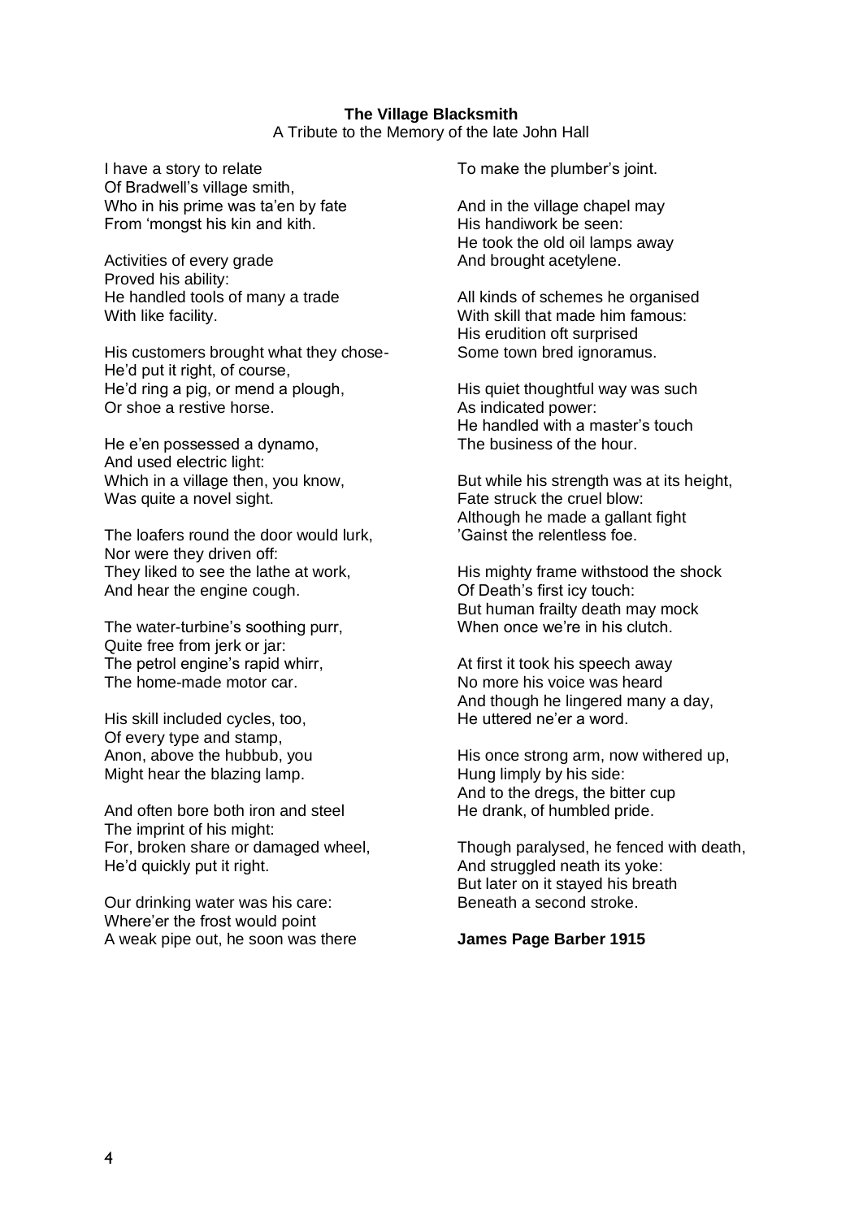**The Village Blacksmith**

A Tribute to the Memory of the late John Hall

I have a story to relate
Of Bradwell's village smith,
Who in his prime was ta'en by fate
From 'mongst his kin and kith.

Activities of every grade
Proved his ability:
He handled tools of many a trade
With like facility.

His customers brought what they chose-
He'd put it right, of course,
He'd ring a pig, or mend a plough,
Or shoe a restive horse.

He e'en possessed a dynamo,
And used electric light:
Which in a village then, you know,
Was quite a novel sight.

The loafers round the door would lurk,
Nor were they driven off:
They liked to see the lathe at work,
And hear the engine cough.

The water-turbine's soothing purr,
Quite free from jerk or jar:
The petrol engine's rapid whirr,
The home-made motor car.

His skill included cycles, too,
Of every type and stamp,
Anon, above the hubbub, you
Might hear the blazing lamp.

And often bore both iron and steel
The imprint of his might:
For, broken share or damaged wheel,
He'd quickly put it right.

Our drinking water was his care:
Where'er the frost would point
A weak pipe out, he soon was there
To make the plumber's joint.

And in the village chapel may
His handiwork be seen:
He took the old oil lamps away
And brought acetylene.

All kinds of schemes he organised
With skill that made him famous:
His erudition oft surprised
Some town bred ignoramus.

His quiet thoughtful way was such
As indicated power:
He handled with a master's touch
The business of the hour.

But while his strength was at its height,
Fate struck the cruel blow:
Although he made a gallant fight
'Gainst the relentless foe.

His mighty frame withstood the shock
Of Death's first icy touch:
But human frailty death may mock
When once we're in his clutch.

At first it took his speech away
No more his voice was heard
And though he lingered many a day,
He uttered ne'er a word.

His once strong arm, now withered up,
Hung limply by his side:
And to the dregs, the bitter cup
He drank, of humbled pride.

Though paralysed, he fenced with death,
And struggled neath its yoke:
But later on it stayed his breath
Beneath a second stroke.

**James Page Barber 1915**